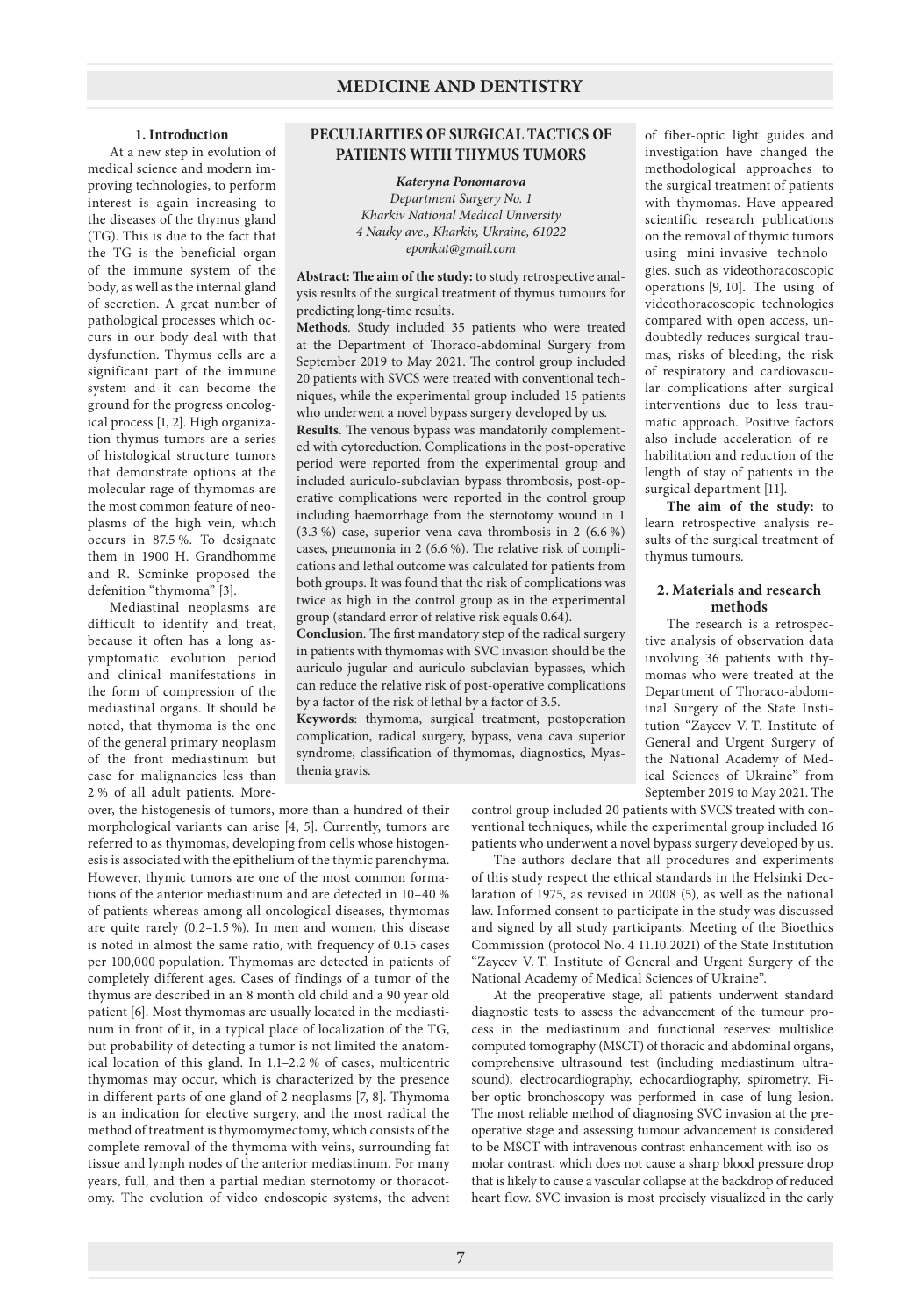# PECULIARITIES OF SURGICAL TACTICS OF PATIENTS WITH THYMUS TUMORS

***Kateryna Ponomarova***
*Department Surgery No. 1*
*Kharkiv National Medical University*
*4 Nauky ave., Kharkiv, Ukraine, 61022*
*eponkat@gmail.com*

**Abstract: The aim of the study:** to study retrospective analysis results of the surgical treatment of thymus tumours for predicting long-time results.

**Methods**. Study included 35 patients who were treated at the Department of Thoraco-abdominal Surgery from September 2019 to May 2021. The control group included 20 patients with SVCS were treated with conventional techniques, while the experimental group included 15 patients who underwent a novel bypass surgery developed by us.

**Results**. The venous bypass was mandatorily complemented with cytoreduction. Complications in the post-operative period were reported from the experimental group and included auriculo-subclavian bypass thrombosis, post-operative complications were reported in the control group including haemorrhage from the sternotomy wound in 1 (3.3 %) case, superior vena cava thrombosis in 2 (6.6 %) cases, pneumonia in 2 (6.6 %). The relative risk of complications and lethal outcome was calculated for patients from both groups. It was found that the risk of complications was twice as high in the control group as in the experimental group (standard error of relative risk equals 0.64).

**Conclusion**. The first mandatory step of the radical surgery in patients with thymomas with SVC invasion should be the auriculo-jugular and auriculo-subclavian bypasses, which can reduce the relative risk of post-operative complications by a factor of the risk of lethal by a factor of 3.5.

**Keywords**: thymoma, surgical treatment, postoperation complication, radical surgery, bypass, vena cava superior syndrome, classification of thymomas, diagnostics, Myasthenia gravis.

## 1. Introduction

At a new step in evolution of medical science and modern improving technologies, to perform interest is again increasing to the diseases of the thymus gland (TG). This is due to the fact that the TG is the beneficial organ of the immune system of the body, as well as the internal gland of secretion. A great number of pathological processes which occurs in our body deal with that dysfunction. Thymus cells are a significant part of the immune system and it can become the ground for the progress oncological process [1, 2]. High organization thymus tumors are a series of histological structure tumors that demonstrate options at the molecular rage of thymomas are the most common feature of neoplasms of the high vein, which occurs in 87.5 %. To designate them in 1900 H. Grandhomme and R. Scminke proposed the defenition "thymoma" [3].

Mediastinal neoplasms are difficult to identify and treat, because it often has a long asymptomatic evolution period and clinical manifestations in the form of compression of the mediastinal organs. It should be noted, that thymoma is the one of the general primary neoplasm of the front mediastinum but case for malignancies less than 2 % of all adult patients. Moreover, the histogenesis of tumors, more than a hundred of their morphological variants can arise [4, 5]. Currently, tumors are referred to as thymomas, developing from cells whose histogenesis is associated with the epithelium of the thymic parenchyma. However, thymic tumors are one of the most common formations of the anterior mediastinum and are detected in 10–40 % of patients whereas among all oncological diseases, thymomas are quite rarely (0.2–1.5 %). In men and women, this disease is noted in almost the same ratio, with frequency of 0.15 cases per 100,000 population. Thymomas are detected in patients of completely different ages. Cases of findings of a tumor of the thymus are described in an 8 month old child and a 90 year old patient [6]. Most thymomas are usually located in the mediastinum in front of it, in a typical place of localization of the TG, but probability of detecting a tumor is not limited the anatomical location of this gland. In 1.1–2.2 % of cases, multicentric thymomas may occur, which is characterized by the presence in different parts of one gland of 2 neoplasms [7, 8]. Thymoma is an indication for elective surgery, and the most radical the method of treatment is thymomymectomy, which consists of the complete removal of the thymoma with veins, surrounding fat tissue and lymph nodes of the anterior median mediastinum. For many years, full, and then a partial median sternotomy or thoracotomy. The evolution of video endoscopic systems, the advent of fiber-optic light guides and investigation have changed the methodological approaches to the surgical treatment of patients with thymomas. Have appeared scientific research publications on the removal of thymic tumors using mini-invasive technologies, such as videothoracoscopic operations [9, 10]. The using of videothoracoscopic technologies compared with open access, undoubtedly reduces surgical traumas, risks of bleeding, the risk of respiratory and cardiovascular complications after surgical interventions due to less traumatic approach. Positive factors also include acceleration of rehabilitation and reduction of the length of stay of patients in the surgical department [11].

**The aim of the study:** to learn retrospective analysis results of the surgical treatment of thymus tumours.

## 2. Materials and research methods

The research is a retrospective analysis of observation data involving 36 patients with thymomas who were treated at the Department of Thoraco-abdominal Surgery of the State Institution "Zaycev V. T. Institute of General and Urgent Surgery of the National Academy of Medical Sciences of Ukraine" from September 2019 to May 2021. The control group included 20 patients with SVCS treated with conventional techniques, while the experimental group included 16 patients who underwent a novel bypass surgery developed by us.

The authors declare that all procedures and experiments of this study respect the ethical standards in the Helsinki Declaration of 1975, as revised in 2008 (5), as well as the national law. Informed consent to participate in the study was discussed and signed by all study participants. Meeting of the Bioethics Commission (protocol No. 4 11.10.2021) of the State Institution "Zaycev V. T. Institute of General and Urgent Surgery of the National Academy of Medical Sciences of Ukraine".

At the preoperative stage, all patients underwent standard diagnostic tests to assess the advancement of the tumour process in the mediastinum and functional reserves: multislice computed tomography (MSCT) of thoracic and abdominal organs, comprehensive ultrasound test (including mediastinum ultrasound), electrocardiography, echocardiography, spirometry. Fiber-optic bronchoscopy was performed in case of lung lesion. The most reliable method of diagnosing SVC invasion at the preoperative stage and assessing tumour advancement is considered to be MSCT with intravenous contrast enhancement with iso-osmolar contrast, which does not cause a sharp blood pressure drop that is likely to cause a vascular collapse at the backdrop of reduced heart flow. SVC invasion is most precisely visualized in the early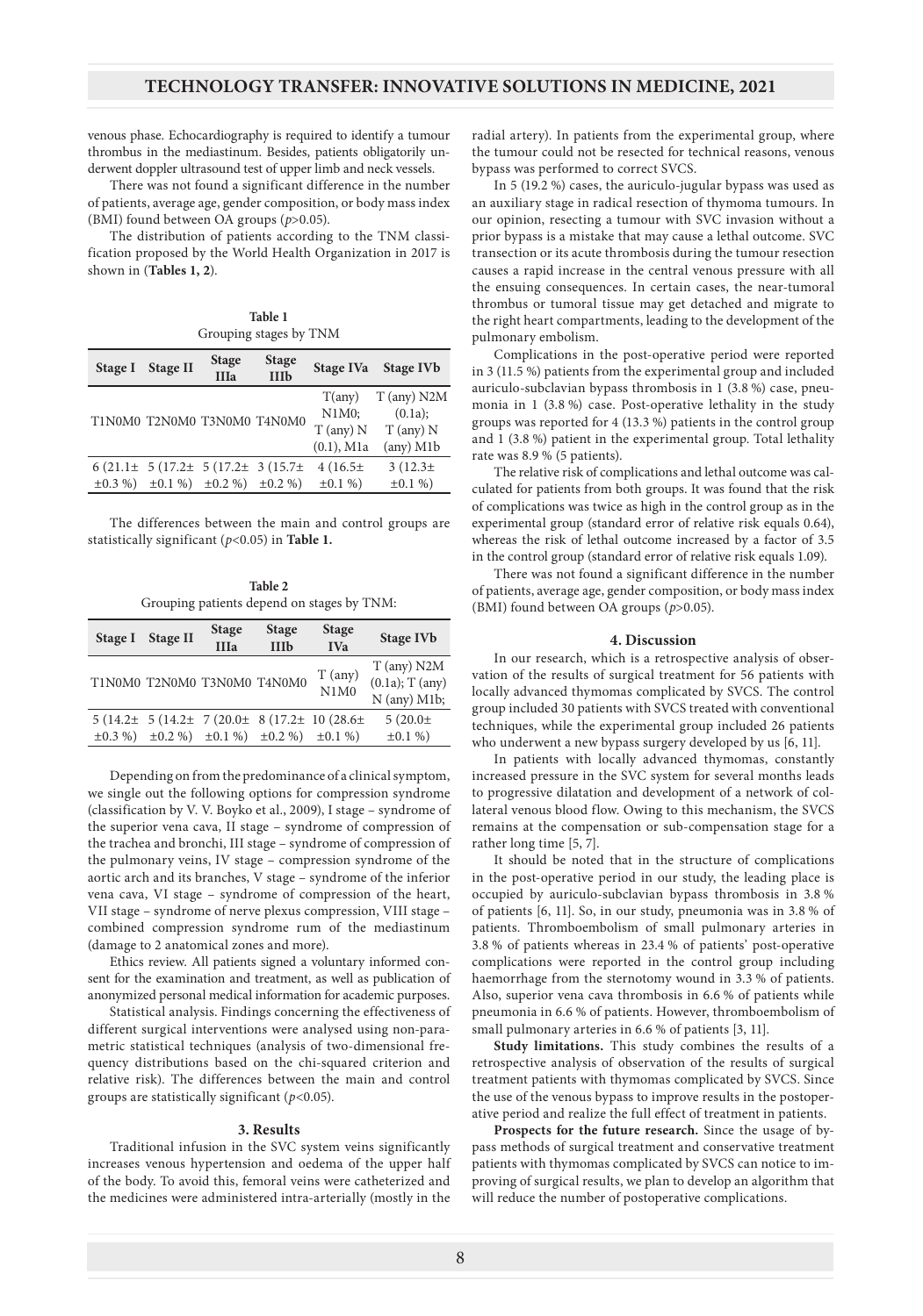venous phase. Echocardiography is required to identify a tumour thrombus in the mediastinum. Besides, patients obligatorily underwent doppler ultrasound test of upper limb and neck vessels.

There was not found a significant difference in the number of patients, average age, gender composition, or body mass index (BMI) found between OA groups ($p$>0.05).

The distribution of patients according to the TNM classification proposed by the World Health Organization in 2017 is shown in (**Tables 1, 2**).

**Table 1**
Grouping stages by TNM

| Stage I | Stage II | Stage IIIa | Stage IIIb | Stage IVa | Stage IVb |
|---|---|---|---|---|---|
| T1N0M0 | T2N0M0 | T3N0M0 | T4N0M0 | T(any) N1M0; T (any) N (0.1), M1a | T (any) N2M (0.1a); T (any) N (any) M1b |
| 6 (21.1± ±0.3 %) | 5 (17.2± ±0.1 %) | 5 (17.2± ±0.2 %) | 3 (15.7± ±0.2 %) | 4 (16.5± ±0.1 %) | 3 (12.3± ±0.1 %) |

The differences between the main and control groups are statistically significant ($p$<0.05) in **Table 1.**

**Table 2**
Grouping patients depend on stages by TNM:

| Stage I | Stage II | Stage IIIa | Stage IIIb | Stage IVa | Stage IVb |
|---|---|---|---|---|---|
| T1N0M0 | T2N0M0 | T3N0M0 | T4N0M0 | T (any) N1M0 | T (any) N2M (0.1a); T (any) N (any) M1b; |
| 5 (14.2± ±0.3 %) | 5 (14.2± ±0.2 %) | 7 (20.0± ±0.1 %) | 8 (17.2± ±0.2 %) | 10 (28.6± ±0.1 %) | 5 (20.0± ±0.1 %) |

Depending on from the predominance of a clinical symptom, we single out the following options for compression syndrome (classification by V. V. Boyko et al., 2009), I stage – syndrome of the superior vena cava, II stage – syndrome of compression of the trachea and bronchi, III stage – syndrome of compression of the pulmonary veins, IV stage – compression syndrome of the aortic arch and its branches, V stage – syndrome of the inferior vena cava, VI stage – syndrome of compression of the heart, VII stage – syndrome of nerve plexus compression, VIII stage – combined compression syndrome rum of the mediastinum (damage to 2 anatomical zones and more).

Ethics review. All patients signed a voluntary informed consent for the examination and treatment, as well as publication of anonymized personal medical information for academic purposes.

Statistical analysis. Findings concerning the effectiveness of different surgical interventions were analysed using non-parametric statistical techniques (analysis of two-dimensional frequency distributions based on the chi-squared criterion and relative risk). The differences between the main and control groups are statistically significant ($p$<0.05).

## 3. Results

Traditional infusion in the SVC system veins significantly increases venous hypertension and oedema of the upper half of the body. To avoid this, femoral veins were catheterized and the medicines were administered intra-arterially (mostly in the radial artery). In patients from the experimental group, where the tumour could not be resected for technical reasons, venous bypass was performed to correct SVCS.

In 5 (19.2 %) cases, the auriculo-jugular bypass was used as an auxiliary stage in radical resection of thymoma tumours. In our opinion, resecting a tumour with SVC invasion without a prior bypass is a mistake that may cause a lethal outcome. SVC transection or its acute thrombosis during the tumour resection causes a rapid increase in the central venous pressure with all the ensuing consequences. In certain cases, the near-tumoral thrombus or tumoral tissue may get detached and migrate to the right heart compartments, leading to the development of the pulmonary embolism.

Complications in the post-operative period were reported in 3 (11.5 %) patients from the experimental group and included auriculo-subclavian bypass thrombosis in 1 (3.8 %) case, pneumonia in 1 (3.8 %) case. Post-operative lethality in the study groups was reported for 4 (13.3 %) patients in the control group and 1 (3.8 %) patient in the experimental group. Total lethality rate was 8.9 % (5 patients).

The relative risk of complications and lethal outcome was calculated for patients from both groups. It was found that the risk of complications was twice as high in the control group as in the experimental group (standard error of relative risk equals 0.64), whereas the risk of lethal outcome increased by a factor of 3.5 in the control group (standard error of relative risk equals 1.09).

There was not found a significant difference in the number of patients, average age, gender composition, or body mass index (BMI) found between OA groups ($p$>0.05).

## 4. Discussion

In our research, which is a retrospective analysis of observation of the results of surgical treatment for 56 patients with locally advanced thymomas complicated by SVCS. The control group included 30 patients with SVCS treated with conventional techniques, while the experimental group included 26 patients who underwent a new bypass surgery developed by us [6, 11].

In patients with locally advanced thymomas, constantly increased pressure in the SVC system for several months leads to progressive dilatation and development of a network of collateral venous blood flow. Owing to this mechanism, the SVCS remains at the compensation or sub-compensation stage for a rather long time [5, 7].

It should be noted that in the structure of complications in the post-operative period in our study, the leading place is occupied by auriculo-subclavian bypass thrombosis in 3.8 % of patients [6, 11]. So, in our study, pneumonia was in 3.8 % of patients. Thromboembolism of small pulmonary arteries in 3.8 % of patients whereas in 23.4 % of patients' post-operative complications were reported in the control group including haemorrhage from the sternotomy wound in 3.3 % of patients. Also, superior vena cava thrombosis in 6.6 % of patients while pneumonia in 6.6 % of patients. However, thromboembolism of small pulmonary arteries in 6.6 % of patients [3, 11].

**Study limitations.** This study combines the results of a retrospective analysis of observation of the results of surgical treatment patients with thymomas complicated by SVCS. Since the use of the venous bypass to improve results in the postoperative period and realize the full effect of treatment in patients.

**Prospects for the future research.** Since the usage of bypass methods of surgical treatment and conservative treatment patients with thymomas complicated by SVCS can notice to improving of surgical results, we plan to develop an algorithm that will reduce the number of postoperative complications.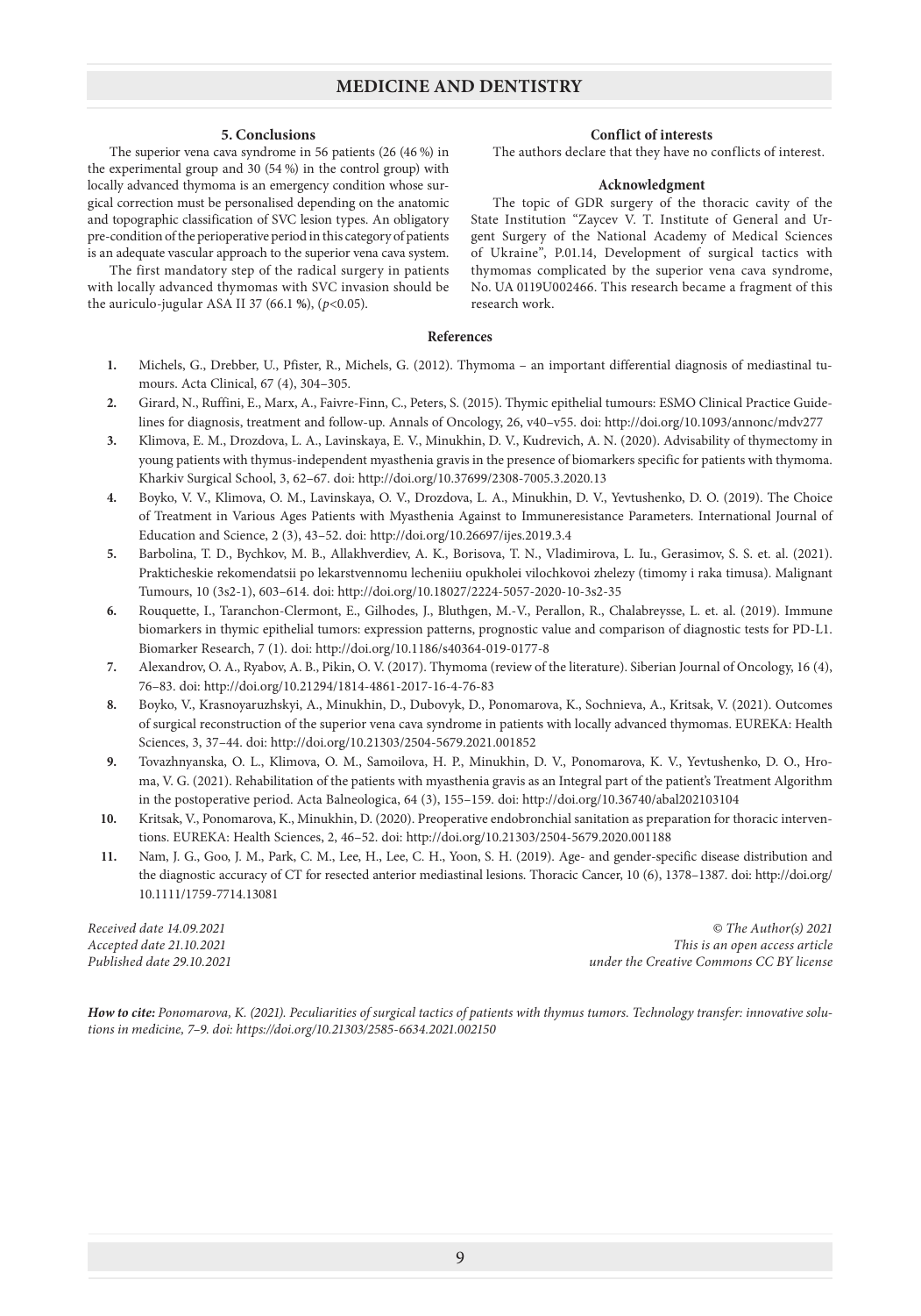## 5. Conclusions

The superior vena cava syndrome in 56 patients (26 (46 %) in the experimental group and 30 (54 %) in the control group) with locally advanced thymoma is an emergency condition whose surgical correction must be personalised depending on the anatomic and topographic classification of SVC lesion types. An obligatory pre-condition of the perioperative period in this category of patients is an adequate vascular approach to the superior vena cava system.

The first mandatory step of the radical surgery in patients with locally advanced thymomas with SVC invasion should be the auriculo-jugular ASA II 37 (66.1 %), ($p$<0.05).

## Conflict of interests

The authors declare that they have no conflicts of interest.

## Acknowledgment

The topic of GDR surgery of the thoracic cavity of the State Institution "Zaycev V. T. Institute of General and Urgent Surgery of the National Academy of Medical Sciences of Ukraine", P.01.14, Development of surgical tactics with thymomas complicated by the superior vena cava syndrome, No. UA 0119U002466. This research became a fragment of this research work.

## References

1. Michels, G., Drebber, U., Pfister, R., Michels, G. (2012). Thymoma – an important differential diagnosis of mediastinal tumours. Acta Clinical, 67 (4), 304–305.
2. Girard, N., Ruffini, E., Marx, A., Faivre-Finn, C., Peters, S. (2015). Thymic epithelial tumours: ESMO Clinical Practice Guidelines for diagnosis, treatment and follow-up. Annals of Oncology, 26, v40–v55. doi: http://doi.org/10.1093/annonc/mdv277
3. Klimova, E. M., Drozdova, L. A., Lavinskaya, E. V., Minukhin, D. V., Kudrevich, A. N. (2020). Advisability of thymectomy in young patients with thymus-independent myasthenia gravis in the presence of biomarkers specific for patients with thymoma. Kharkiv Surgical School, 3, 62–67. doi: http://doi.org/10.37699/2308-7005.3.2020.13
4. Boyko, V. V., Klimova, O. M., Lavinskaya, O. V., Drozdova, L. A., Minukhin, D. V., Yevtushenko, D. O. (2019). The Choice of Treatment in Various Ages Patients with Myasthenia Against to Immuneresistance Parameters. International Journal of Education and Science, 2 (3), 43–52. doi: http://doi.org/10.26697/ijes.2019.3.4
5. Barbolina, T. D., Bychkov, M. B., Allakhverdiev, A. K., Borisova, T. N., Vladimirova, L. Iu., Gerasimov, S. S. et. al. (2021). Prakticheskie rekomendatsii po lekarstvennomu lecheniiu opukholei vilochkovoi zhelezy (timomy i raka timusa). Malignant Tumours, 10 (3s2-1), 603–614. doi: http://doi.org/10.18027/2224-5057-2020-10-3s2-35
6. Rouquette, I., Taranchon-Clermont, E., Gilhodes, J., Bluthgen, M.-V., Perallon, R., Chalabreysse, L. et. al. (2019). Immune biomarkers in thymic epithelial tumors: expression patterns, prognostic value and comparison of diagnostic tests for PD-L1. Biomarker Research, 7 (1). doi: http://doi.org/10.1186/s40364-019-0177-8
7. Alexandrov, O. A., Ryabov, A. B., Pikin, O. V. (2017). Thymoma (review of the literature). Siberian Journal of Oncology, 16 (4), 76–83. doi: http://doi.org/10.21294/1814-4861-2017-16-4-76-83
8. Boyko, V., Krasnoyaruzhskyi, A., Minukhin, D., Dubovyk, D., Ponomarova, K., Sochnieva, A., Kritsak, V. (2021). Outcomes of surgical reconstruction of the superior vena cava syndrome in patients with locally advanced thymomas. EUREKA: Health Sciences, 3, 37–44. doi: http://doi.org/10.21303/2504-5679.2021.001852
9. Tovazhnyanska, O. L., Klimova, O. M., Samoilova, H. P., Minukhin, D. V., Ponomarova, K. V., Yevtushenko, D. O., Hroma, V. G. (2021). Rehabilitation of the patients with myasthenia gravis as an Integral part of the patient's Treatment Algorithm in the postoperative period. Acta Balneologica, 64 (3), 155–159. doi: http://doi.org/10.36740/abal202103104
10. Kritsak, V., Ponomarova, K., Minukhin, D. (2020). Preoperative endobronchial sanitation as preparation for thoracic interventions. EUREKA: Health Sciences, 2, 46–52. doi: http://doi.org/10.21303/2504-5679.2020.001188
11. Nam, J. G., Goo, J. M., Park, C. M., Lee, H., Lee, C. H., Yoon, S. H. (2019). Age- and gender-specific disease distribution and the diagnostic accuracy of CT for resected anterior mediastinal lesions. Thoracic Cancer, 10 (6), 1378–1387. doi: http://doi.org/10.1111/1759-7714.13081

*Received date 14.09.2021*
*Accepted date 21.10.2021*
*Published date 29.10.2021*

*© The Author(s) 2021*
*This is an open access article*
*under the Creative Commons CC BY license*

***How to cite:*** *Ponomarova, K. (2021). Peculiarities of surgical tactics of patients with thymus tumors. Technology transfer: innovative solutions in medicine, 7–9. doi: https://doi.org/10.21303/2585-6634.2021.002150*